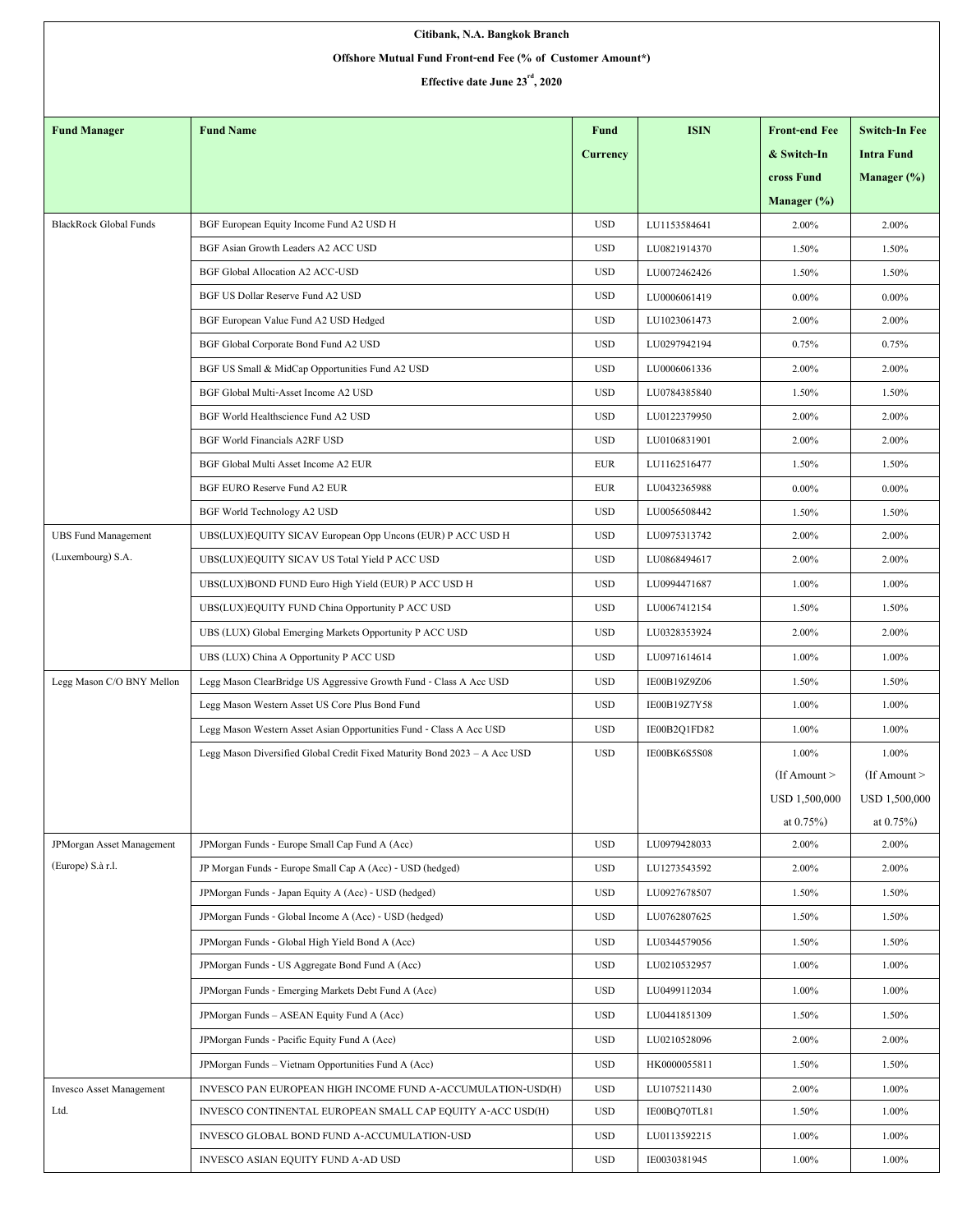**Citibank, N.A. Bangkok Branch**

**Offshore Mutual Fund Front-end Fee (% of Customer Amount*)**

**Effective date June 23rd, 2020**

| Fund Manager | Fund Name | Fund Currency | ISIN | Front-end Fee & Switch-In cross Fund Manager (%) | Switch-In Fee Intra Fund Manager (%) |
|---|---|---|---|---|---|
| BlackRock Global Funds | BGF European Equity Income Fund A2 USD H | USD | LU1153584641 | 2.00% | 2.00% |
| | BGF Asian Growth Leaders A2 ACC USD | USD | LU0821914370 | 1.50% | 1.50% |
| | BGF Global Allocation A2 ACC-USD | USD | LU0072462426 | 1.50% | 1.50% |
| | BGF US Dollar Reserve Fund A2 USD | USD | LU0006061419 | 0.00% | 0.00% |
| | BGF European Value Fund A2 USD Hedged | USD | LU1023061473 | 2.00% | 2.00% |
| | BGF Global Corporate Bond Fund A2 USD | USD | LU0297942194 | 0.75% | 0.75% |
| | BGF US Small & MidCap Opportunities Fund A2 USD | USD | LU0006061336 | 2.00% | 2.00% |
| | BGF Global Multi-Asset Income A2 USD | USD | LU0784385840 | 1.50% | 1.50% |
| | BGF World Healthscience Fund A2 USD | USD | LU0122379950 | 2.00% | 2.00% |
| | BGF World Financials A2RF USD | USD | LU0106831901 | 2.00% | 2.00% |
| | BGF Global Multi Asset Income A2 EUR | EUR | LU1162516477 | 1.50% | 1.50% |
| | BGF EURO Reserve Fund A2 EUR | EUR | LU0432365988 | 0.00% | 0.00% |
| | BGF World Technology A2 USD | USD | LU0056508442 | 1.50% | 1.50% |
| UBS Fund Management (Luxembourg) S.A. | UBS(LUX)EQUITY SICAV European Opp Uncons (EUR) P ACC USD H | USD | LU0975313742 | 2.00% | 2.00% |
| | UBS(LUX)EQUITY SICAV US Total Yield P ACC USD | USD | LU0868494617 | 2.00% | 2.00% |
| | UBS(LUX)BOND FUND Euro High Yield (EUR) P ACC USD H | USD | LU0994471687 | 1.00% | 1.00% |
| | UBS(LUX)EQUITY FUND China Opportunity P ACC USD | USD | LU0067412154 | 1.50% | 1.50% |
| | UBS (LUX) Global Emerging Markets Opportunity P ACC USD | USD | LU0328353924 | 2.00% | 2.00% |
| | UBS (LUX) China A Opportunity P ACC USD | USD | LU0971614614 | 1.00% | 1.00% |
| Legg Mason C/O BNY Mellon | Legg Mason ClearBridge US Aggressive Growth Fund - Class A Acc USD | USD | IE00B19Z9Z06 | 1.50% | 1.50% |
| | Legg Mason Western Asset US Core Plus Bond Fund | USD | IE00B19Z7Y58 | 1.00% | 1.00% |
| | Legg Mason Western Asset Asian Opportunities Fund - Class A Acc USD | USD | IE00B2Q1FD82 | 1.00% | 1.00% |
| | Legg Mason Diversified Global Credit Fixed Maturity Bond 2023 – A Acc USD | USD | IE00BK6S5S08 | 1.00% (If Amount > USD 1,500,000 at 0.75%) | 1.00% (If Amount > USD 1,500,000 at 0.75%) |
| JPMorgan Asset Management (Europe) S.à r.l. | JPMorgan Funds - Europe Small Cap Fund A (Acc) | USD | LU0979428033 | 2.00% | 2.00% |
| | JP Morgan Funds - Europe Small Cap A (Acc) - USD (hedged) | USD | LU1273543592 | 2.00% | 2.00% |
| | JPMorgan Funds - Japan Equity A (Acc) - USD (hedged) | USD | LU0927678507 | 1.50% | 1.50% |
| | JPMorgan Funds - Global Income A (Acc) - USD (hedged) | USD | LU0762807625 | 1.50% | 1.50% |
| | JPMorgan Funds - Global High Yield Bond A (Acc) | USD | LU0344579056 | 1.50% | 1.50% |
| | JPMorgan Funds - US Aggregate Bond Fund A (Acc) | USD | LU0210532957 | 1.00% | 1.00% |
| | JPMorgan Funds - Emerging Markets Debt Fund A (Acc) | USD | LU0499112034 | 1.00% | 1.00% |
| | JPMorgan Funds – ASEAN Equity Fund A (Acc) | USD | LU0441851309 | 1.50% | 1.50% |
| | JPMorgan Funds - Pacific Equity Fund A (Acc) | USD | LU0210528096 | 2.00% | 2.00% |
| | JPMorgan Funds – Vietnam Opportunities Fund A (Acc) | USD | HK0000055811 | 1.50% | 1.50% |
| Invesco Asset Management Ltd. | INVESCO PAN EUROPEAN HIGH INCOME FUND A-ACCUMULATION-USD(H) | USD | LU1075211430 | 2.00% | 1.00% |
| | INVESCO CONTINENTAL EUROPEAN SMALL CAP EQUITY A-ACC USD(H) | USD | IE00BQ70TL81 | 1.50% | 1.00% |
| | INVESCO GLOBAL BOND FUND A-ACCUMULATION-USD | USD | LU0113592215 | 1.00% | 1.00% |
| | INVESCO ASIAN EQUITY FUND A-AD USD | USD | IE0030381945 | 1.00% | 1.00% |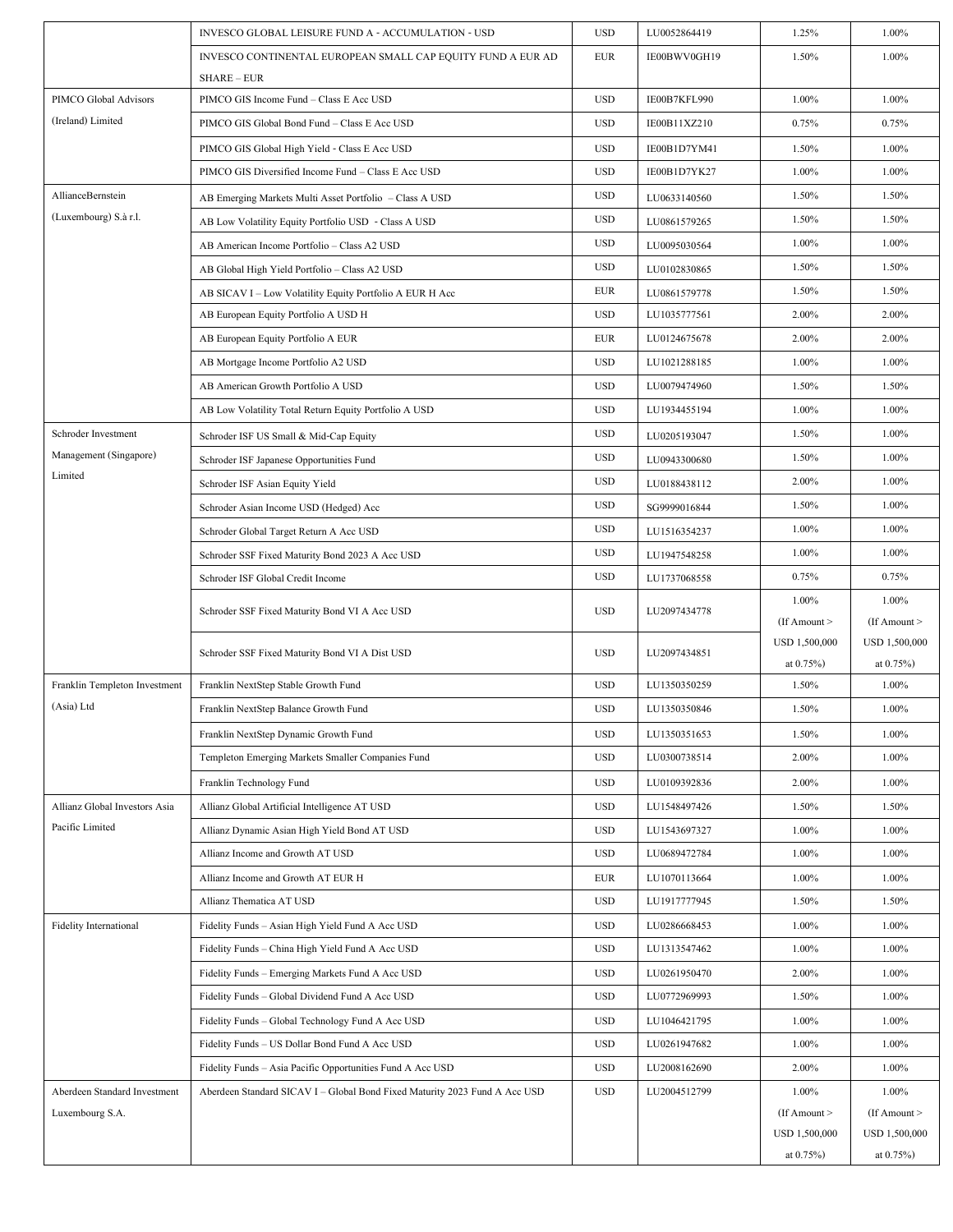| | | | | | |
|---|---|---|---|---|---|
| | INVESCO GLOBAL LEISURE FUND A - ACCUMULATION - USD | USD | LU0052864419 | 1.25% | 1.00% |
| | INVESCO CONTINENTAL EUROPEAN SMALL CAP EQUITY FUND A EUR AD SHARE – EUR | EUR | IE00BWV0GH19 | 1.50% | 1.00% |
| PIMCO Global Advisors (Ireland) Limited | PIMCO GIS Income Fund – Class E Acc USD | USD | IE00B7KFL990 | 1.00% | 1.00% |
| | PIMCO GIS Global Bond Fund – Class E Acc USD | USD | IE00B11XZ210 | 0.75% | 0.75% |
| | PIMCO GIS Global High Yield - Class E Acc USD | USD | IE00B1D7YM41 | 1.50% | 1.00% |
| | PIMCO GIS Diversified Income Fund – Class E Acc USD | USD | IE00B1D7YK27 | 1.00% | 1.00% |
| AllianceBernstein (Luxembourg) S.à r.l. | AB Emerging Markets Multi Asset Portfolio – Class A USD | USD | LU0633140560 | 1.50% | 1.50% |
| | AB Low Volatility Equity Portfolio USD - Class A USD | USD | LU0861579265 | 1.50% | 1.50% |
| | AB American Income Portfolio – Class A2 USD | USD | LU0095030564 | 1.00% | 1.00% |
| | AB Global High Yield Portfolio – Class A2 USD | USD | LU0102830865 | 1.50% | 1.50% |
| | AB SICAV I – Low Volatility Equity Portfolio A EUR H Acc | EUR | LU0861579778 | 1.50% | 1.50% |
| | AB European Equity Portfolio A USD H | USD | LU1035777561 | 2.00% | 2.00% |
| | AB European Equity Portfolio A EUR | EUR | LU0124675678 | 2.00% | 2.00% |
| | AB Mortgage Income Portfolio A2 USD | USD | LU1021288185 | 1.00% | 1.00% |
| | AB American Growth Portfolio A USD | USD | LU0079474960 | 1.50% | 1.50% |
| | AB Low Volatility Total Return Equity Portfolio A USD | USD | LU1934455194 | 1.00% | 1.00% |
| Schroder Investment Management (Singapore) Limited | Schroder ISF US Small & Mid-Cap Equity | USD | LU0205193047 | 1.50% | 1.00% |
| | Schroder ISF Japanese Opportunities Fund | USD | LU0943300680 | 1.50% | 1.00% |
| | Schroder ISF Asian Equity Yield | USD | LU0188438112 | 2.00% | 1.00% |
| | Schroder Asian Income USD (Hedged) Acc | USD | SG9999016844 | 1.50% | 1.00% |
| | Schroder Global Target Return A Acc USD | USD | LU1516354237 | 1.00% | 1.00% |
| | Schroder SSF Fixed Maturity Bond 2023 A Acc USD | USD | LU1947548258 | 1.00% | 1.00% |
| | Schroder ISF Global Credit Income | USD | LU1737068558 | 0.75% | 0.75% |
| | Schroder SSF Fixed Maturity Bond VI A Acc USD | USD | LU2097434778 | 1.00% (If Amount > USD 1,500,000 at 0.75%) | 1.00% (If Amount > USD 1,500,000 at 0.75%) |
| | Schroder SSF Fixed Maturity Bond VI A Dist USD | USD | LU2097434851 | | |
| Franklin Templeton Investment (Asia) Ltd | Franklin NextStep Stable Growth Fund | USD | LU1350350259 | 1.50% | 1.00% |
| | Franklin NextStep Balance Growth Fund | USD | LU1350350846 | 1.50% | 1.00% |
| | Franklin NextStep Dynamic Growth Fund | USD | LU1350351653 | 1.50% | 1.00% |
| | Templeton Emerging Markets Smaller Companies Fund | USD | LU0300738514 | 2.00% | 1.00% |
| | Franklin Technology Fund | USD | LU0109392836 | 2.00% | 1.00% |
| Allianz Global Investors Asia Pacific Limited | Allianz Global Artificial Intelligence AT USD | USD | LU1548497426 | 1.50% | 1.50% |
| | Allianz Dynamic Asian High Yield Bond AT USD | USD | LU1543697327 | 1.00% | 1.00% |
| | Allianz Income and Growth AT USD | USD | LU0689472784 | 1.00% | 1.00% |
| | Allianz Income and Growth AT EUR H | EUR | LU1070113664 | 1.00% | 1.00% |
| | Allianz Thematica AT USD | USD | LU1917777945 | 1.50% | 1.50% |
| Fidelity International | Fidelity Funds – Asian High Yield Fund A Acc USD | USD | LU0286668453 | 1.00% | 1.00% |
| | Fidelity Funds – China High Yield Fund A Acc USD | USD | LU1313547462 | 1.00% | 1.00% |
| | Fidelity Funds – Emerging Markets Fund A Acc USD | USD | LU0261950470 | 2.00% | 1.00% |
| | Fidelity Funds – Global Dividend Fund A Acc USD | USD | LU0772969993 | 1.50% | 1.00% |
| | Fidelity Funds – Global Technology Fund A Acc USD | USD | LU1046421795 | 1.00% | 1.00% |
| | Fidelity Funds – US Dollar Bond Fund A Acc USD | USD | LU0261947682 | 1.00% | 1.00% |
| | Fidelity Funds – Asia Pacific Opportunities Fund A Acc USD | USD | LU2008162690 | 2.00% | 1.00% |
| Aberdeen Standard Investment Luxembourg S.A. | Aberdeen Standard SICAV I – Global Bond Fixed Maturity 2023 Fund A Acc USD | USD | LU2004512799 | 1.00% (If Amount > USD 1,500,000 at 0.75%) | 1.00% (If Amount > USD 1,500,000 at 0.75%) |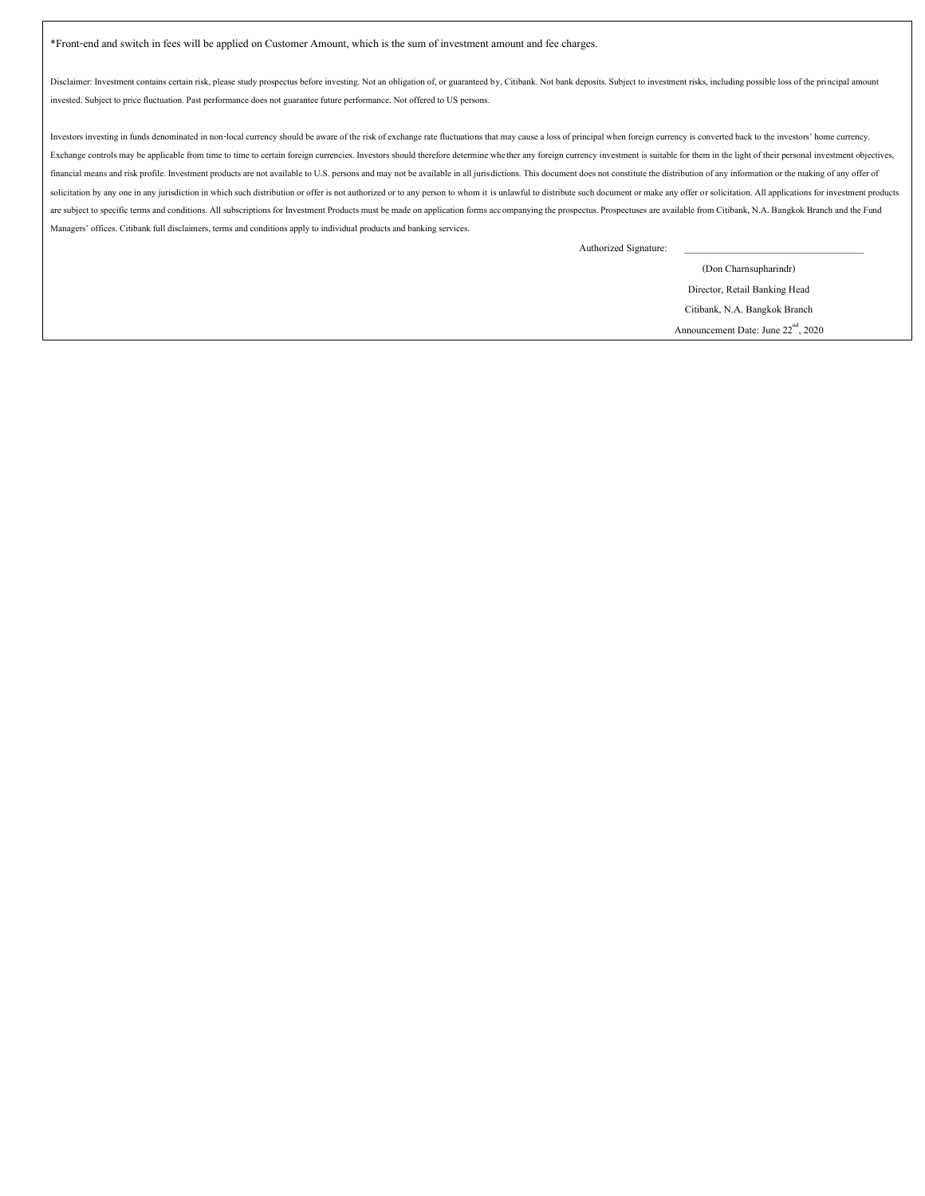*Front-end and switch in fees will be applied on Customer Amount, which is the sum of investment amount and fee charges.

Disclaimer: Investment contains certain risk, please study prospectus before investing. Not an obligation of, or guaranteed by, Citibank. Not bank deposits. Subject to investment risks, including possible loss of the principal amount invested. Subject to price fluctuation. Past performance does not guarantee future performance. Not offered to US persons.

Investors investing in funds denominated in non-local currency should be aware of the risk of exchange rate fluctuations that may cause a loss of principal when foreign currency is converted back to the investors' home currency. Exchange controls may be applicable from time to time to certain foreign currencies. Investors should therefore determine whether any foreign currency investment is suitable for them in the light of their personal investment objectives, financial means and risk profile. Investment products are not available to U.S. persons and may not be available in all jurisdictions. This document does not constitute the distribution of any information or the making of any offer of solicitation by any one in any jurisdiction in which such distribution or offer is not authorized or to any person to whom it is unlawful to distribute such document or make any offer or solicitation. All applications for investment products are subject to specific terms and conditions. All subscriptions for Investment Products must be made on application forms accompanying the prospectus. Prospectuses are available from Citibank, N.A. Bangkok Branch and the Fund Managers' offices. Citibank full disclaimers, terms and conditions apply to individual products and banking services.

Authorized Signature: ______________________________

(Don Charnsupharindr)

Director, Retail Banking Head

Citibank, N.A. Bangkok Branch

Announcement Date: June 22nd, 2020